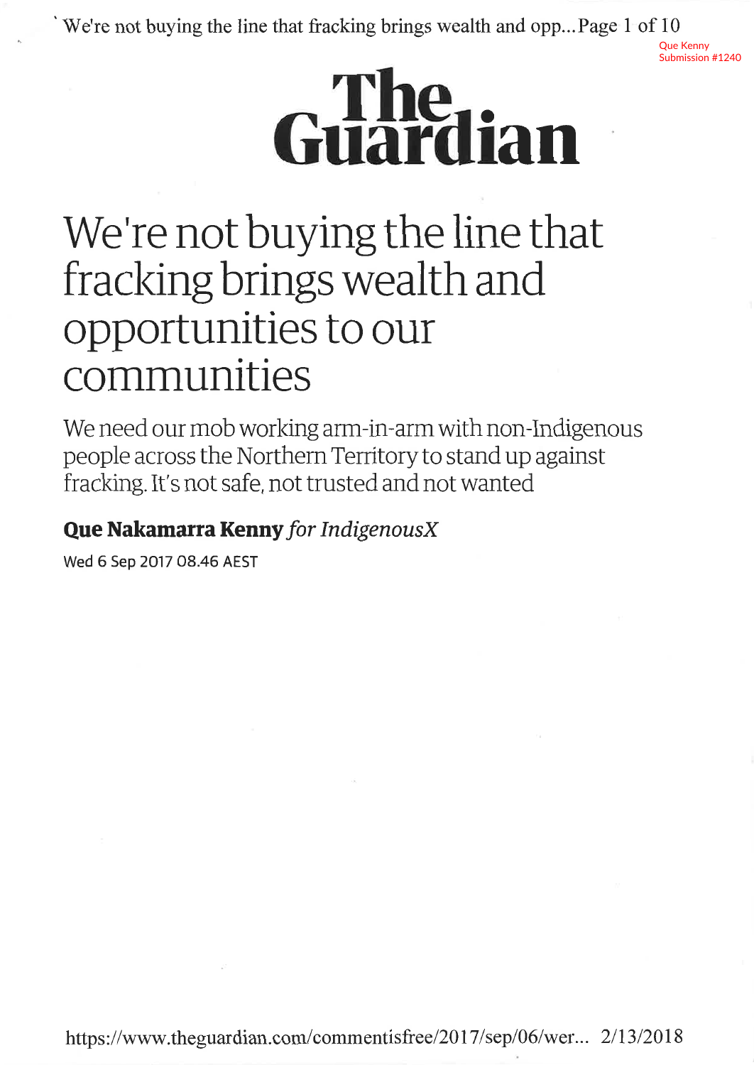Que Kenny
Submission #1240

**The Guardian**

# We're not buying the line that fracking brings wealth and opportunities to our communities

We need our mob working arm-in-arm with non-Indigenous people across the Northern Territory to stand up against fracking. It's not safe, not trusted and not wanted

**Que Nakamarra Kenny** *for IndigenousX*

Wed 6 Sep 2017 08.46 AEST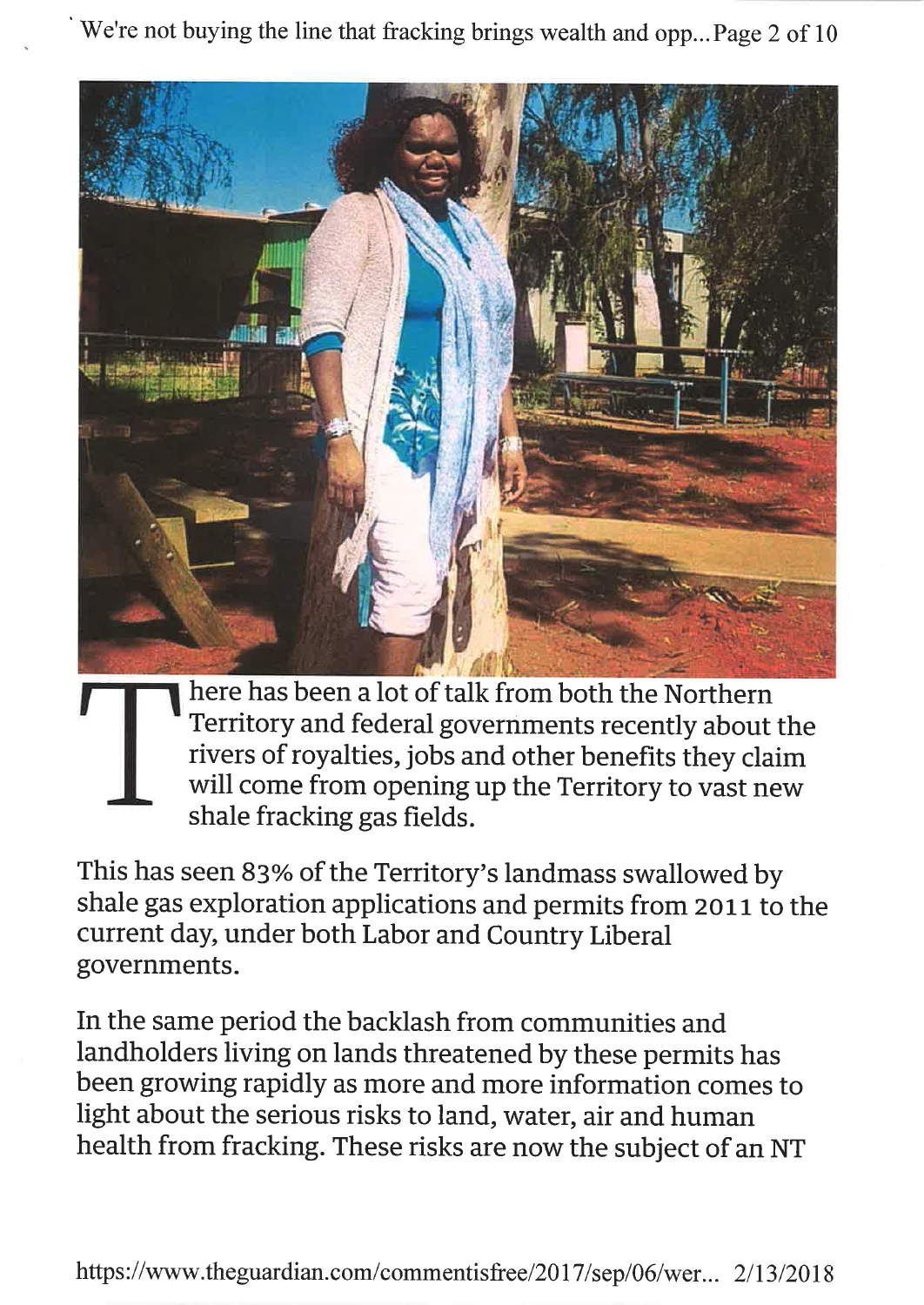There has been a lot of talk from both the Northern Territory and federal governments recently about the rivers of royalties, jobs and other benefits they claim will come from opening up the Territory to vast new shale fracking gas fields.

This has seen 83% of the Territory's landmass swallowed by shale gas exploration applications and permits from 2011 to the current day, under both Labor and Country Liberal governments.

In the same period the backlash from communities and landholders living on lands threatened by these permits has been growing rapidly as more and more information comes to light about the serious risks to land, water, air and human health from fracking. These risks are now the subject of an NT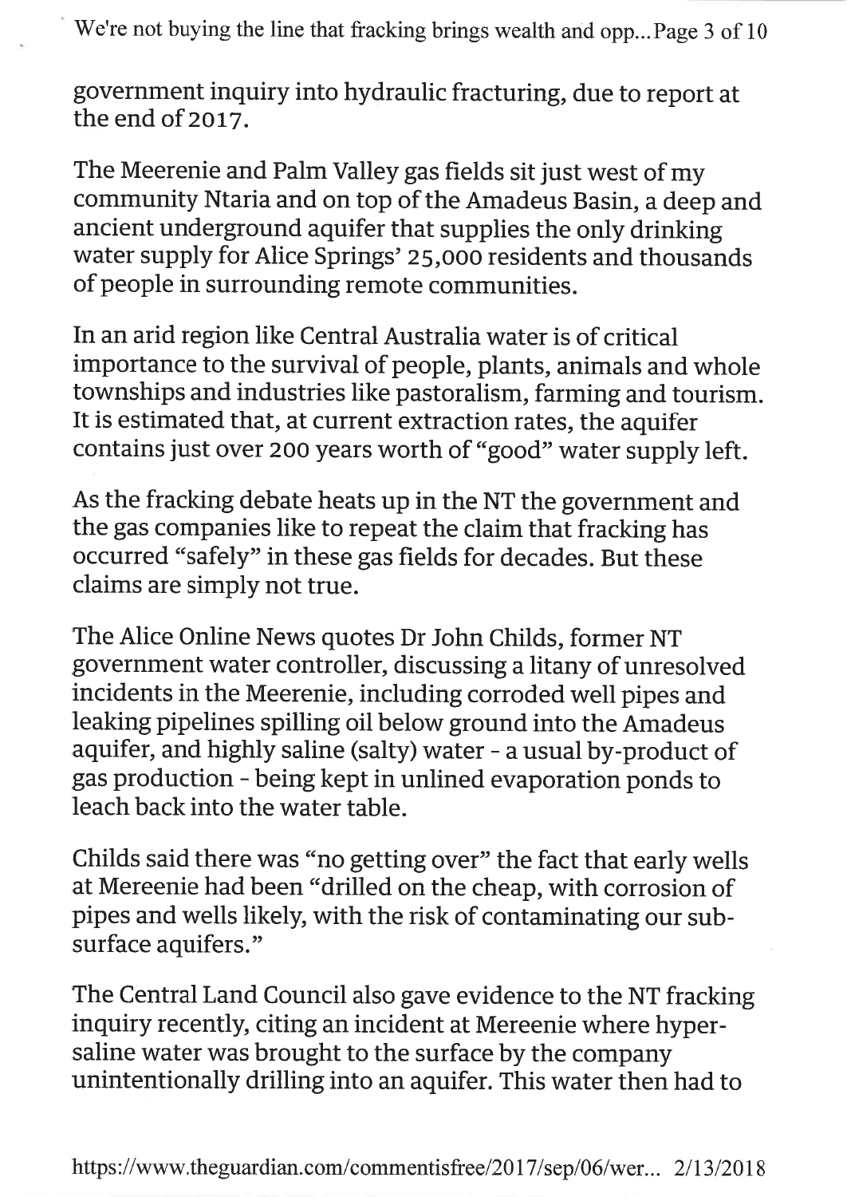government inquiry into hydraulic fracturing, due to report at the end of 2017.

The Meerenie and Palm Valley gas fields sit just west of my community Ntaria and on top of the Amadeus Basin, a deep and ancient underground aquifer that supplies the only drinking water supply for Alice Springs' 25,000 residents and thousands of people in surrounding remote communities.

In an arid region like Central Australia water is of critical importance to the survival of people, plants, animals and whole townships and industries like pastoralism, farming and tourism. It is estimated that, at current extraction rates, the aquifer contains just over 200 years worth of "good" water supply left.

As the fracking debate heats up in the NT the government and the gas companies like to repeat the claim that fracking has occurred "safely" in these gas fields for decades. But these claims are simply not true.

The Alice Online News quotes Dr John Childs, former NT government water controller, discussing a litany of unresolved incidents in the Meerenie, including corroded well pipes and leaking pipelines spilling oil below ground into the Amadeus aquifer, and highly saline (salty) water - a usual by-product of gas production - being kept in unlined evaporation ponds to leach back into the water table.

Childs said there was "no getting over" the fact that early wells at Mereenie had been "drilled on the cheap, with corrosion of pipes and wells likely, with the risk of contaminating our sub-surface aquifers."

The Central Land Council also gave evidence to the NT fracking inquiry recently, citing an incident at Mereenie where hyper-saline water was brought to the surface by the company unintentionally drilling into an aquifer. This water then had to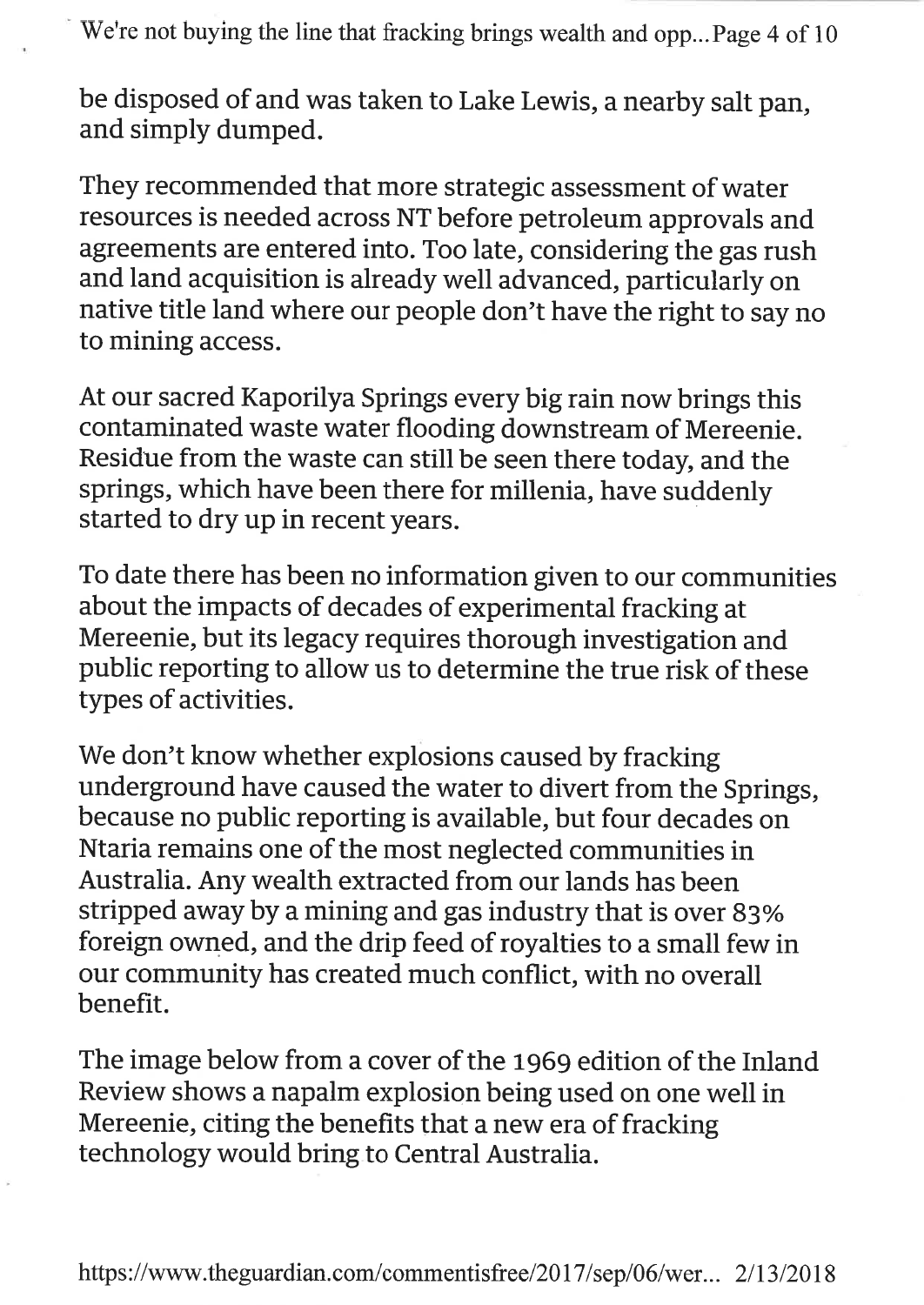be disposed of and was taken to Lake Lewis, a nearby salt pan, and simply dumped.

They recommended that more strategic assessment of water resources is needed across NT before petroleum approvals and agreements are entered into. Too late, considering the gas rush and land acquisition is already well advanced, particularly on native title land where our people don't have the right to say no to mining access.

At our sacred Kaporilya Springs every big rain now brings this contaminated waste water flooding downstream of Mereenie. Residue from the waste can still be seen there today, and the springs, which have been there for millenia, have suddenly started to dry up in recent years.

To date there has been no information given to our communities about the impacts of decades of experimental fracking at Mereenie, but its legacy requires thorough investigation and public reporting to allow us to determine the true risk of these types of activities.

We don't know whether explosions caused by fracking underground have caused the water to divert from the Springs, because no public reporting is available, but four decades on Ntaria remains one of the most neglected communities in Australia. Any wealth extracted from our lands has been stripped away by a mining and gas industry that is over 83% foreign owned, and the drip feed of royalties to a small few in our community has created much conflict, with no overall benefit.

The image below from a cover of the 1969 edition of the Inland Review shows a napalm explosion being used on one well in Mereenie, citing the benefits that a new era of fracking technology would bring to Central Australia.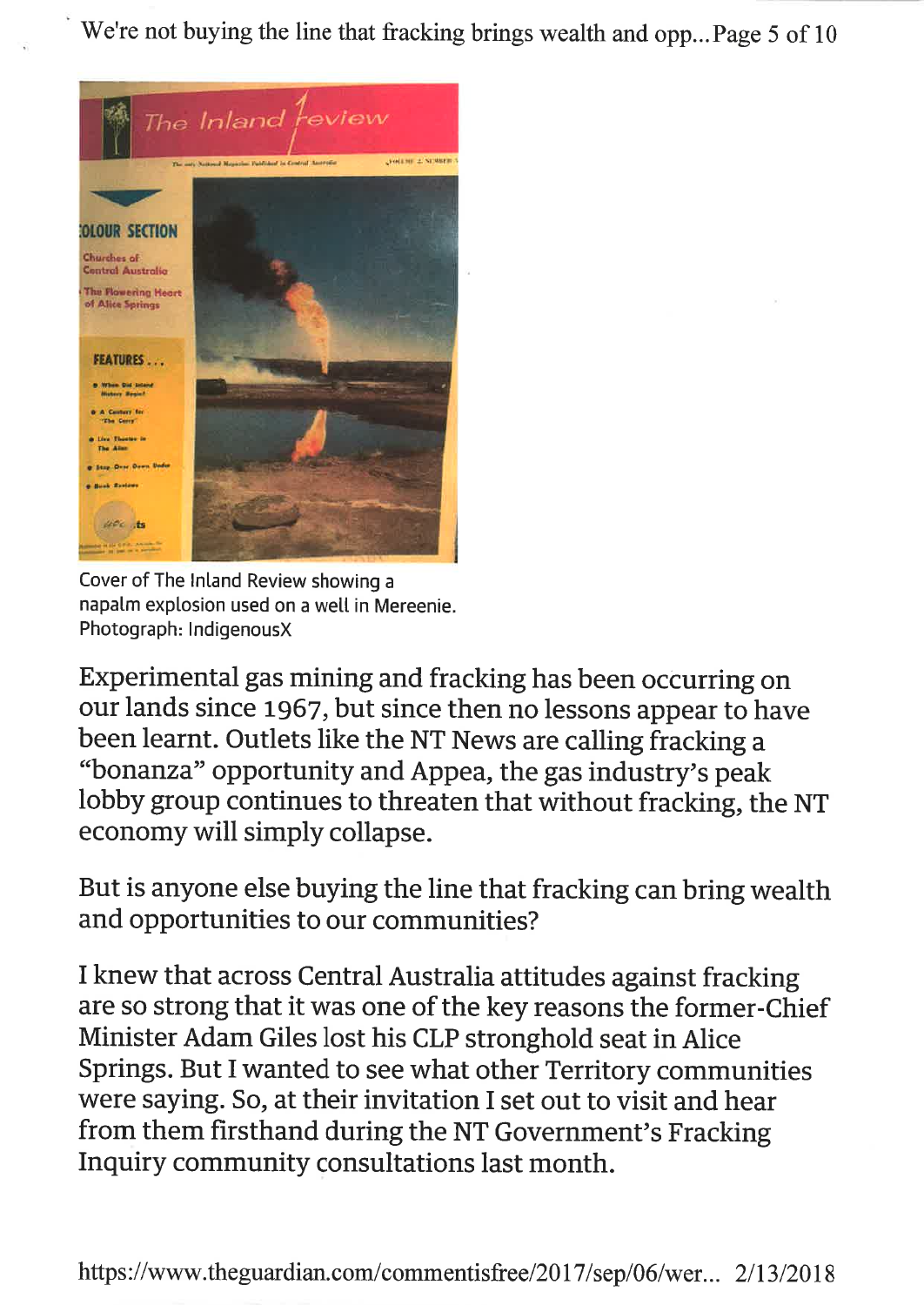Cover of The Inland Review showing a napalm explosion used on a well in Mereenie. Photograph: IndigenousX

Experimental gas mining and fracking has been occurring on our lands since 1967, but since then no lessons appear to have been learnt. Outlets like the NT News are calling fracking a "bonanza" opportunity and Appea, the gas industry's peak lobby group continues to threaten that without fracking, the NT economy will simply collapse.

But is anyone else buying the line that fracking can bring wealth and opportunities to our communities?

I knew that across Central Australia attitudes against fracking are so strong that it was one of the key reasons the former-Chief Minister Adam Giles lost his CLP stronghold seat in Alice Springs. But I wanted to see what other Territory communities were saying. So, at their invitation I set out to visit and hear from them firsthand during the NT Government's Fracking Inquiry community consultations last month.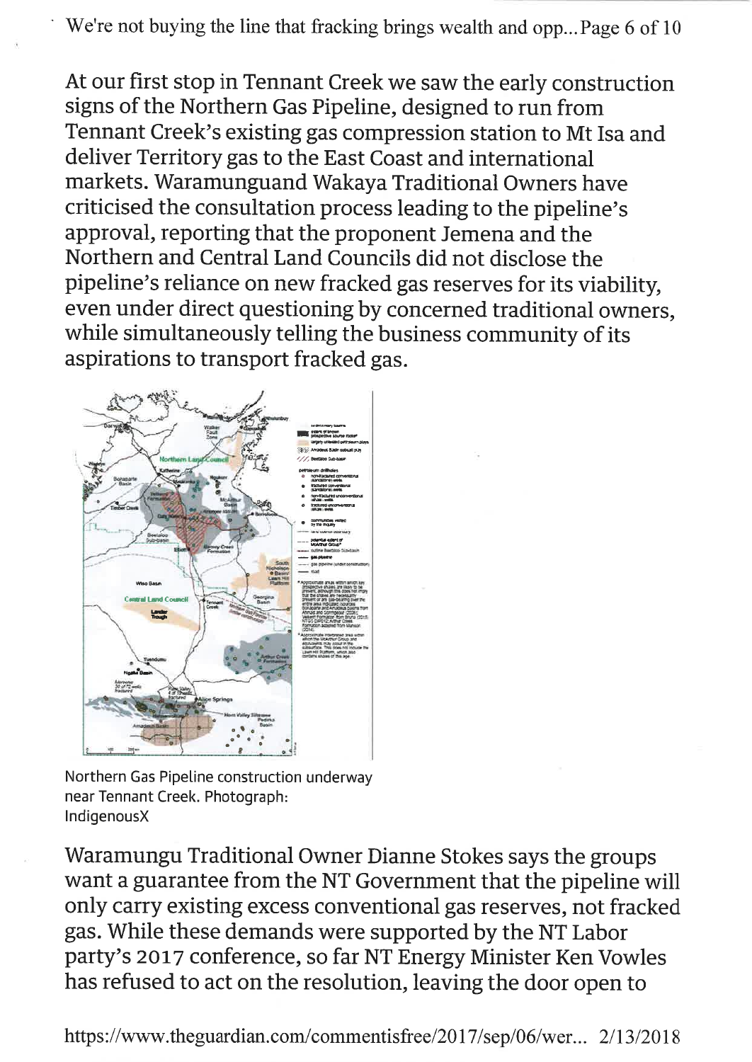At our first stop in Tennant Creek we saw the early construction signs of the Northern Gas Pipeline, designed to run from Tennant Creek's existing gas compression station to Mt Isa and deliver Territory gas to the East Coast and international markets. Waramunguand Wakaya Traditional Owners have criticised the consultation process leading to the pipeline's approval, reporting that the proponent Jemena and the Northern and Central Land Councils did not disclose the pipeline's reliance on new fracked gas reserves for its viability, even under direct questioning by concerned traditional owners, while simultaneously telling the business community of its aspirations to transport fracked gas.

Northern Gas Pipeline construction underway near Tennant Creek. Photograph: IndigenousX

Waramungu Traditional Owner Dianne Stokes says the groups want a guarantee from the NT Government that the pipeline will only carry existing excess conventional gas reserves, not fracked gas. While these demands were supported by the NT Labor party's 2017 conference, so far NT Energy Minister Ken Vowles has refused to act on the resolution, leaving the door open to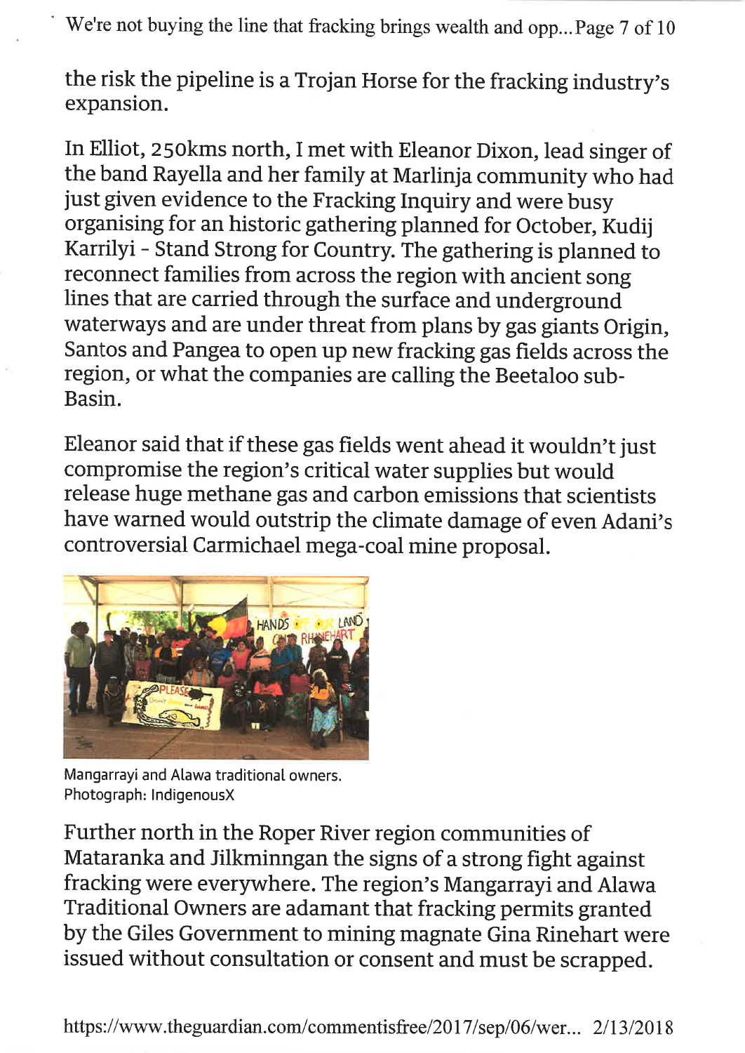the risk the pipeline is a Trojan Horse for the fracking industry's expansion.

In Elliot, 250kms north, I met with Eleanor Dixon, lead singer of the band Rayella and her family at Marlinja community who had just given evidence to the Fracking Inquiry and were busy organising for an historic gathering planned for October, Kudij Karrilyi - Stand Strong for Country. The gathering is planned to reconnect families from across the region with ancient song lines that are carried through the surface and underground waterways and are under threat from plans by gas giants Origin, Santos and Pangea to open up new fracking gas fields across the region, or what the companies are calling the Beetaloo sub-Basin.

Eleanor said that if these gas fields went ahead it wouldn't just compromise the region's critical water supplies but would release huge methane gas and carbon emissions that scientists have warned would outstrip the climate damage of even Adani's controversial Carmichael mega-coal mine proposal.

Mangarrayi and Alawa traditional owners.
Photograph: IndigenousX

Further north in the Roper River region communities of Mataranka and Jilkminngan the signs of a strong fight against fracking were everywhere. The region's Mangarrayi and Alawa Traditional Owners are adamant that fracking permits granted by the Giles Government to mining magnate Gina Rinehart were issued without consultation or consent and must be scrapped.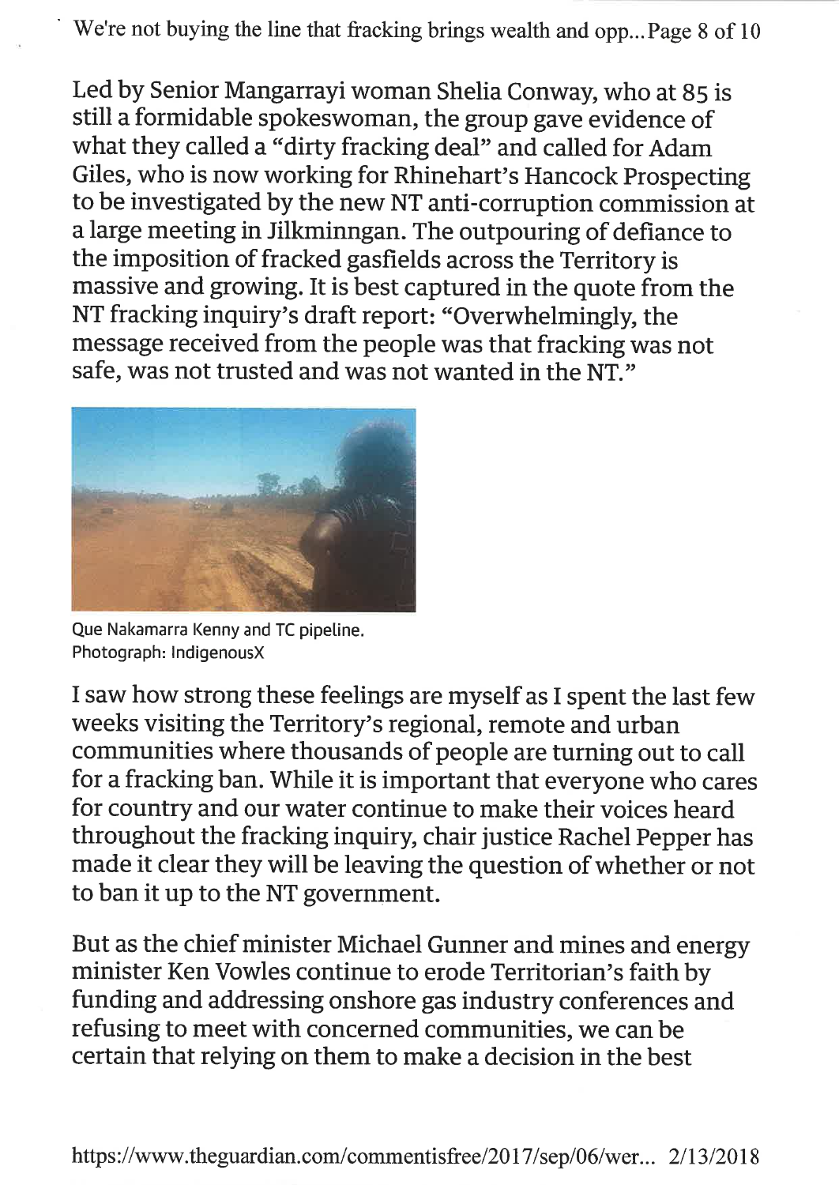Led by Senior Mangarrayi woman Shelia Conway, who at 85 is still a formidable spokeswoman, the group gave evidence of what they called a "dirty fracking deal" and called for Adam Giles, who is now working for Rhinehart's Hancock Prospecting to be investigated by the new NT anti-corruption commission at a large meeting in Jilkminngan. The outpouring of defiance to the imposition of fracked gasfields across the Territory is massive and growing. It is best captured in the quote from the NT fracking inquiry's draft report: "Overwhelmingly, the message received from the people was that fracking was not safe, was not trusted and was not wanted in the NT."

Que Nakamarra Kenny and TC pipeline. Photograph: IndigenousX

I saw how strong these feelings are myself as I spent the last few weeks visiting the Territory's regional, remote and urban communities where thousands of people are turning out to call for a fracking ban. While it is important that everyone who cares for country and our water continue to make their voices heard throughout the fracking inquiry, chair justice Rachel Pepper has made it clear they will be leaving the question of whether or not to ban it up to the NT government.

But as the chief minister Michael Gunner and mines and energy minister Ken Vowles continue to erode Territorian's faith by funding and addressing onshore gas industry conferences and refusing to meet with concerned communities, we can be certain that relying on them to make a decision in the best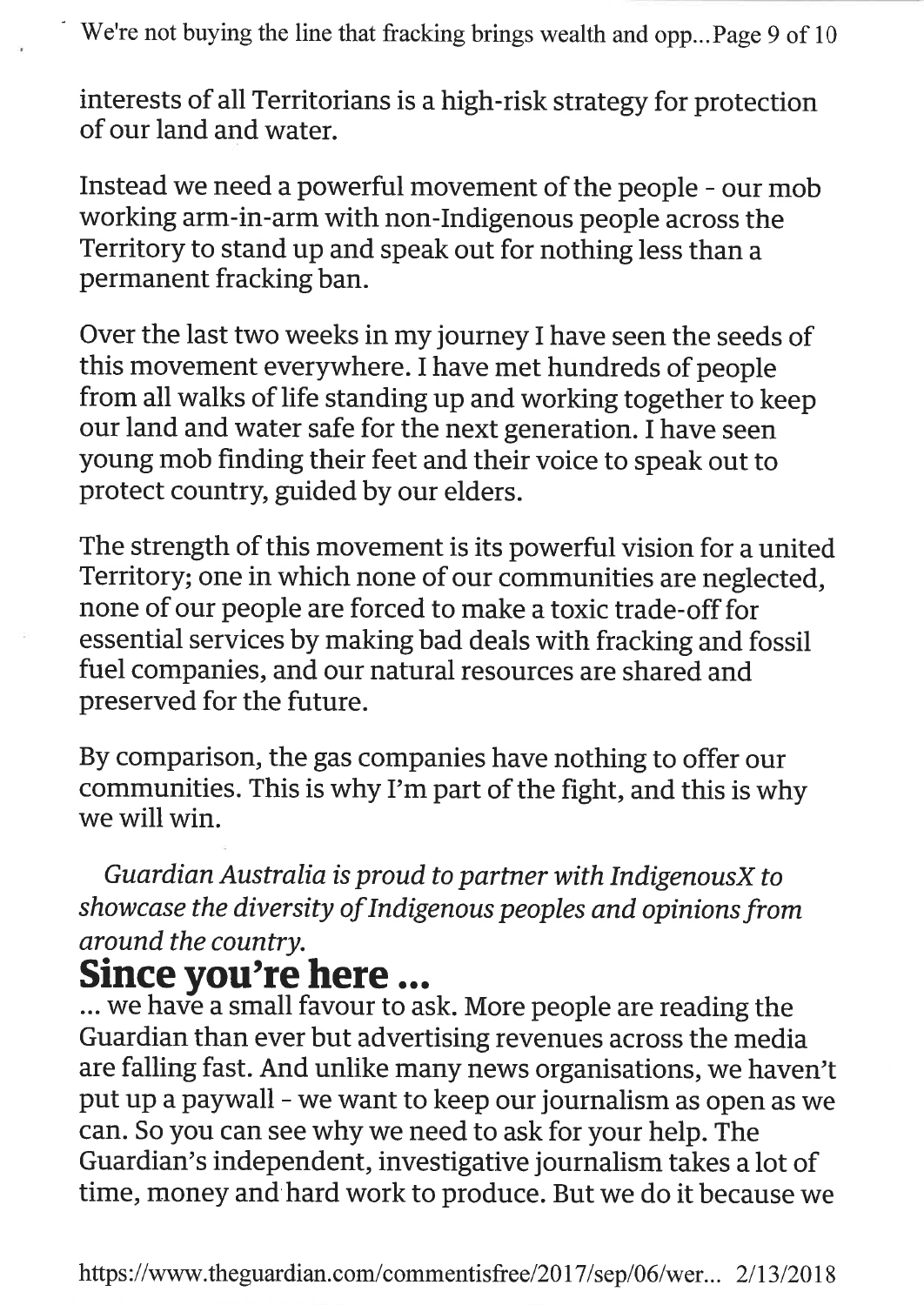interests of all Territorians is a high-risk strategy for protection of our land and water.

Instead we need a powerful movement of the people - our mob working arm-in-arm with non-Indigenous people across the Territory to stand up and speak out for nothing less than a permanent fracking ban.

Over the last two weeks in my journey I have seen the seeds of this movement everywhere. I have met hundreds of people from all walks of life standing up and working together to keep our land and water safe for the next generation. I have seen young mob finding their feet and their voice to speak out to protect country, guided by our elders.

The strength of this movement is its powerful vision for a united Territory; one in which none of our communities are neglected, none of our people are forced to make a toxic trade-off for essential services by making bad deals with fracking and fossil fuel companies, and our natural resources are shared and preserved for the future.

By comparison, the gas companies have nothing to offer our communities. This is why I'm part of the fight, and this is why we will win.

*Guardian Australia is proud to partner with IndigenousX to showcase the diversity of Indigenous peoples and opinions from around the country.*

## Since you're here ...

... we have a small favour to ask. More people are reading the Guardian than ever but advertising revenues across the media are falling fast. And unlike many news organisations, we haven't put up a paywall - we want to keep our journalism as open as we can. So you can see why we need to ask for your help. The Guardian's independent, investigative journalism takes a lot of time, money and hard work to produce. But we do it because we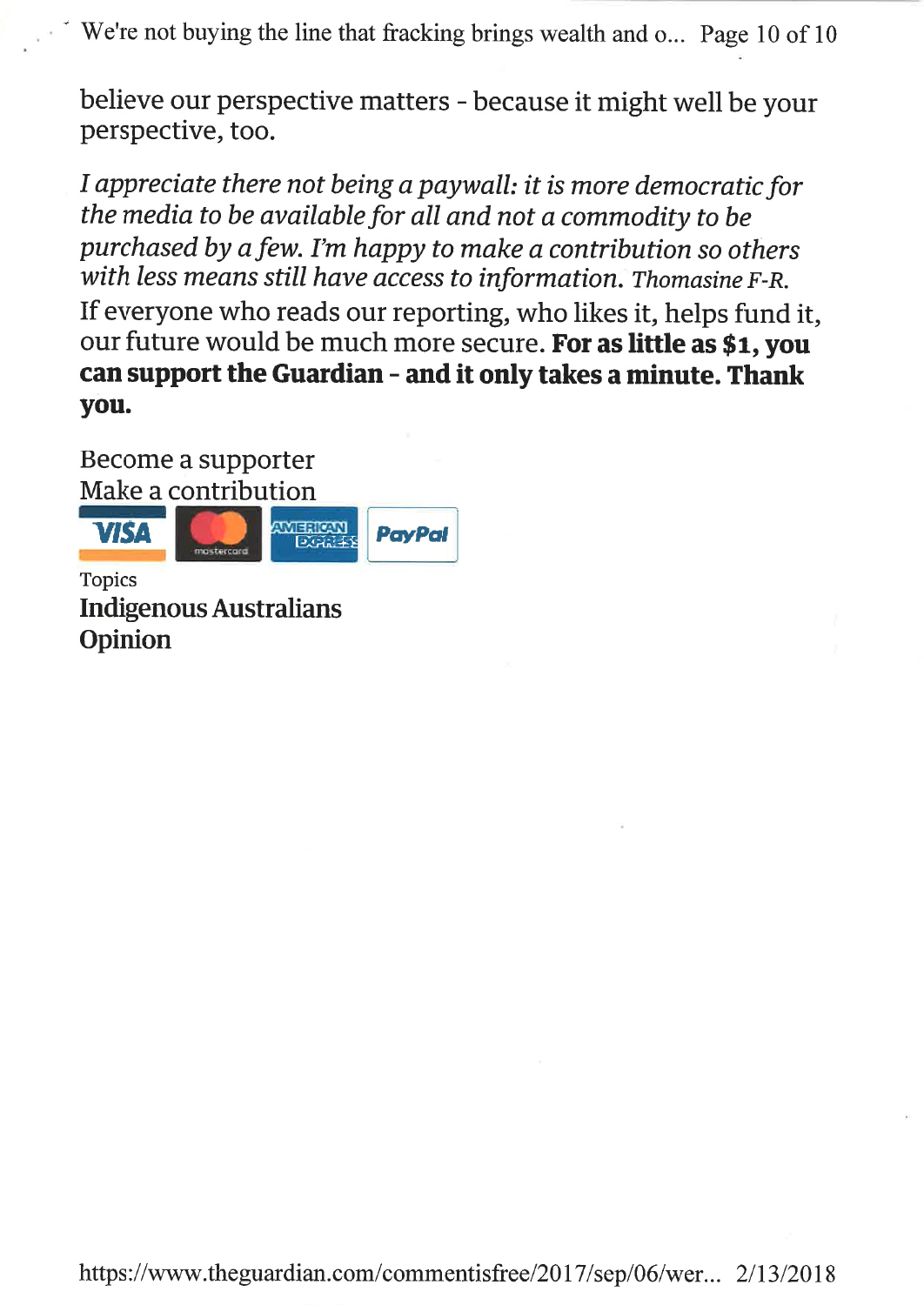believe our perspective matters - because it might well be your perspective, too.

*I appreciate there not being a paywall: it is more democratic for the media to be available for all and not a commodity to be purchased by a few. I'm happy to make a contribution so others with less means still have access to information.* Thomasine F-R.

If everyone who reads our reporting, who likes it, helps fund it, our future would be much more secure. **For as little as $1, you can support the Guardian - and it only takes a minute. Thank you.**

Become a supporter
Make a contribution

Topics

**Indigenous Australians**
**Opinion**